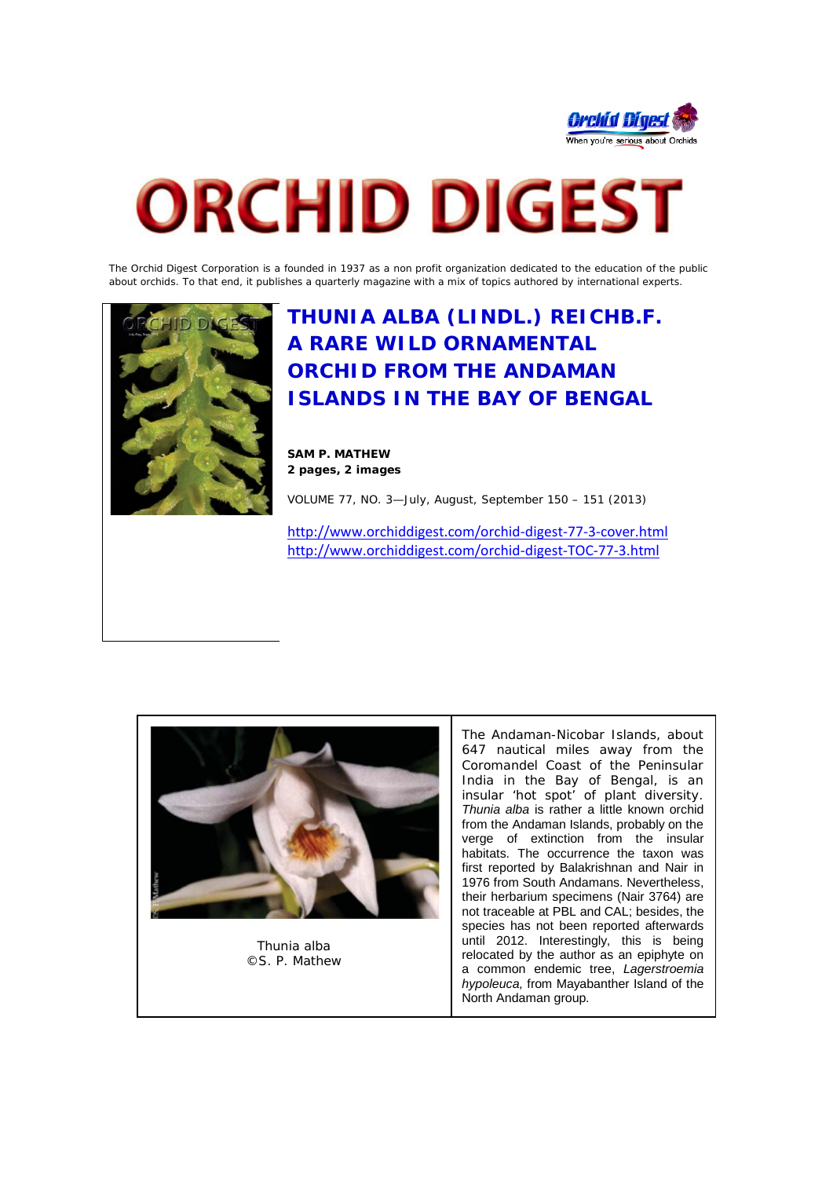# ORCHID DIGEST

The Orchid Digest Corporation is a founded in 1937 as a non profit organization dedicated to the education of the public about orchids. To that end, it publishes a quarterly magazine with a mix of topics authored by international experts.

## THUNIA ALBA (LINDL.) REICHB.F. A RARE WILD ORNAMENTAL ORCHID FROM THE ANDAMAN ISLANDS IN THE BAY OF BENGAL

**SAM P. MATHEW**
**2 pages, 2 images**

VOLUME 77, NO. 3—July, August, September 150 – 151 (2013)

http://www.orchiddigest.com/orchid-digest-77-3-cover.html
http://www.orchiddigest.com/orchid-digest-TOC-77-3.html

Thunia alba
©S. P. Mathew

The Andaman-Nicobar Islands, about 647 nautical miles away from the Coromandel Coast of the Peninsular India in the Bay of Bengal, is an insular 'hot spot' of plant diversity. *Thunia alba* is rather a little known orchid from the Andaman Islands, probably on the verge of extinction from the insular habitats. The occurrence the taxon was first reported by Balakrishnan and Nair in 1976 from South Andamans. Nevertheless, their herbarium specimens (Nair 3764) are not traceable at PBL and CAL; besides, the species has not been reported afterwards until 2012. Interestingly, this is being relocated by the author as an epiphyte on a common endemic tree, *Lagerstroemia hypoleuca,* from Mayabanther Island of the North Andaman group.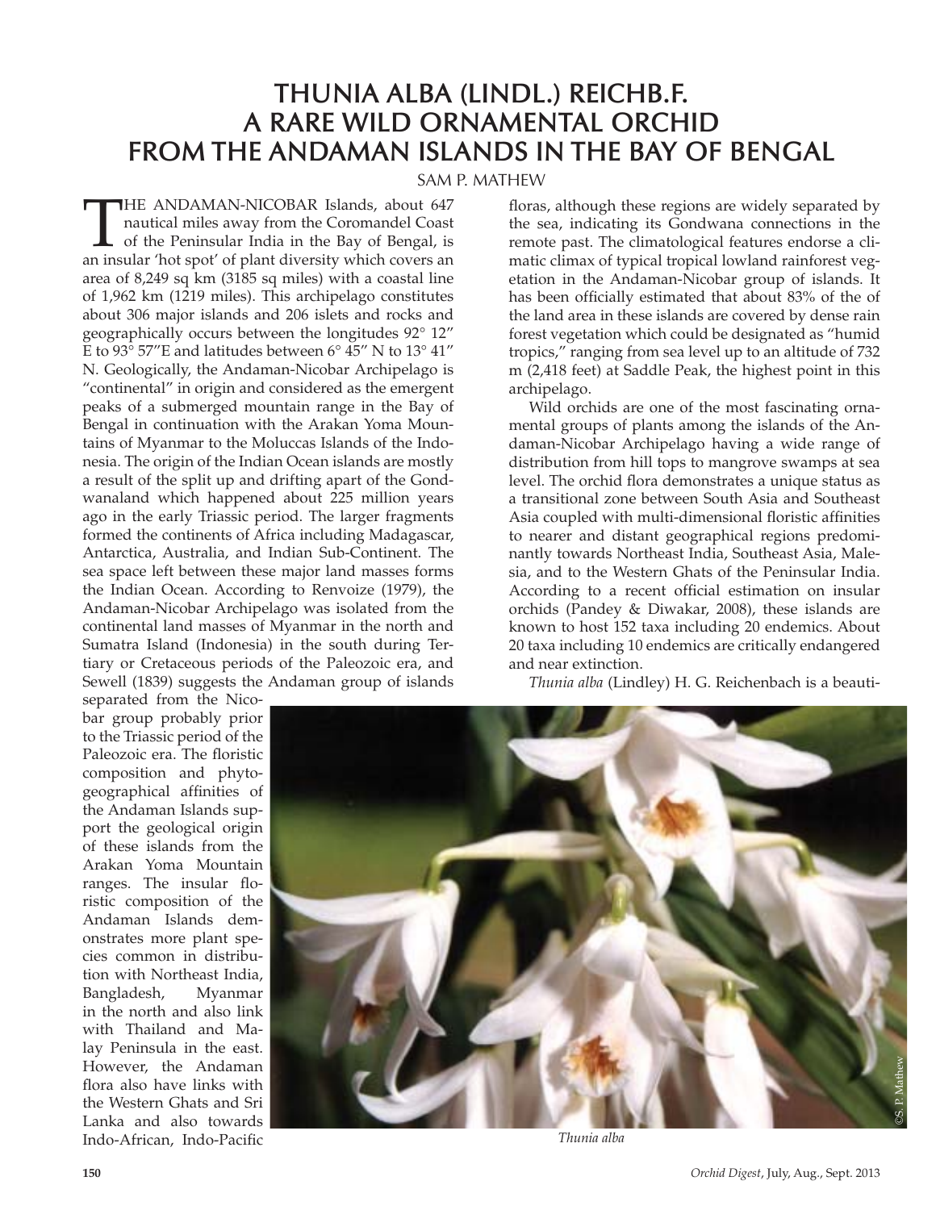# THUNIA ALBA (LINDL.) REICHB.F. A RARE WILD ORNAMENTAL ORCHID FROM THE ANDAMAN ISLANDS IN THE BAY OF BENGAL

SAM P. MATHEW

THE ANDAMAN-NICOBAR Islands, about 647 nautical miles away from the Coromandel Coast of the Peninsular India in the Bay of Bengal, is an insular 'hot spot' of plant diversity which covers an area of 8,249 sq km (3185 sq miles) with a coastal line of 1,962 km (1219 miles). This archipelago constitutes about 306 major islands and 206 islets and rocks and geographically occurs between the longitudes 92° 12" E to 93° 57"E and latitudes between 6° 45" N to 13° 41" N. Geologically, the Andaman-Nicobar Archipelago is "continental" in origin and considered as the emergent peaks of a submerged mountain range in the Bay of Bengal in continuation with the Arakan Yoma Mountains of Myanmar to the Moluccas Islands of the Indonesia. The origin of the Indian Ocean islands are mostly a result of the split up and drifting apart of the Gondwanaland which happened about 225 million years ago in the early Triassic period. The larger fragments formed the continents of Africa including Madagascar, Antarctica, Australia, and Indian Sub-Continent. The sea space left between these major land masses forms the Indian Ocean. According to Renvoize (1979), the Andaman-Nicobar Archipelago was isolated from the continental land masses of Myanmar in the north and Sumatra Island (Indonesia) in the south during Tertiary or Cretaceous periods of the Paleozoic era, and Sewell (1839) suggests the Andaman group of islands separated from the Nicobar group probably prior to the Triassic period of the Paleozoic era. The floristic composition and phytogeographical affinities of the Andaman Islands support the geological origin of these islands from the Arakan Yoma Mountain ranges. The insular floristic composition of the Andaman Islands demonstrates more plant species common in distribution with Northeast India, Bangladesh, Myanmar in the north and also link with Thailand and Malay Peninsula in the east. However, the Andaman flora also have links with the Western Ghats and Sri Lanka and also towards Indo-African, Indo-Pacific floras, although these regions are widely separated by the sea, indicating its Gondwana connections in the remote past. The climatological features endorse a climatic climax of typical tropical lowland rainforest vegetation in the Andaman-Nicobar group of islands. It has been officially estimated that about 83% of the of the land area in these islands are covered by dense rain forest vegetation which could be designated as "humid tropics," ranging from sea level up to an altitude of 732 m (2,418 feet) at Saddle Peak, the highest point in this archipelago.

Wild orchids are one of the most fascinating ornamental groups of plants among the islands of the Andaman-Nicobar Archipelago having a wide range of distribution from hill tops to mangrove swamps at sea level. The orchid flora demonstrates a unique status as a transitional zone between South Asia and Southeast Asia coupled with multi-dimensional floristic affinities to nearer and distant geographical regions predominantly towards Northeast India, Southeast Asia, Malesia, and to the Western Ghats of the Peninsular India. According to a recent official estimation on insular orchids (Pandey & Diwakar, 2008), these islands are known to host 152 taxa including 20 endemics. About 20 taxa including 10 endemics are critically endangered and near extinction.

*Thunia alba* (Lindley) H. G. Reichenbach is a beauti-

©S. P. Mathew

*Thunia alba*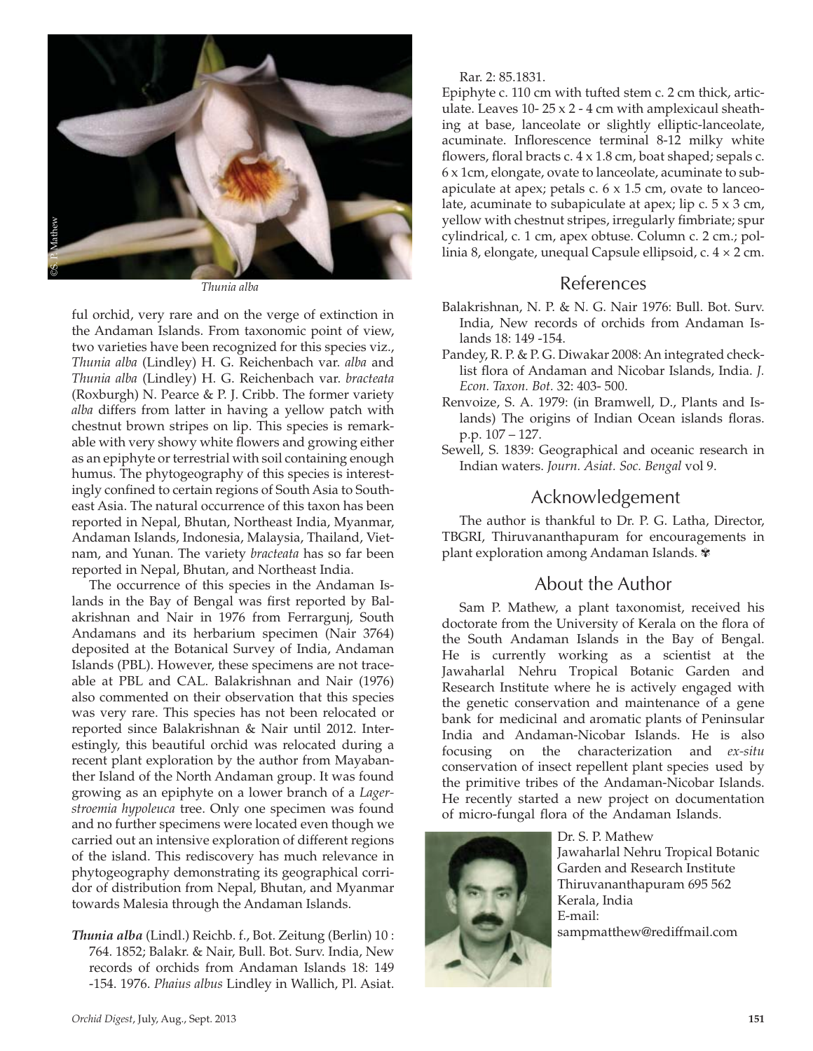*Thunia alba*

ful orchid, very rare and on the verge of extinction in the Andaman Islands. From taxonomic point of view, two varieties have been recognized for this species viz., *Thunia alba* (Lindley) H. G. Reichenbach var. *alba* and *Thunia alba* (Lindley) H. G. Reichenbach var. *bracteata* (Roxburgh) N. Pearce & P. J. Cribb. The former variety *alba* differs from latter in having a yellow patch with chestnut brown stripes on lip. This species is remarkable with very showy white flowers and growing either as an epiphyte or terrestrial with soil containing enough humus. The phytogeography of this species is interestingly confined to certain regions of South Asia to Southeast Asia. The natural occurrence of this taxon has been reported in Nepal, Bhutan, Northeast India, Myanmar, Andaman Islands, Indonesia, Malaysia, Thailand, Vietnam, and Yunan. The variety *bracteata* has so far been reported in Nepal, Bhutan, and Northeast India.

The occurrence of this species in the Andaman Islands in the Bay of Bengal was first reported by Balakrishnan and Nair in 1976 from Ferrargunj, South Andamans and its herbarium specimen (Nair 3764) deposited at the Botanical Survey of India, Andaman Islands (PBL). However, these specimens are not traceable at PBL and CAL. Balakrishnan and Nair (1976) also commented on their observation that this species was very rare. This species has not been relocated or reported since Balakrishnan & Nair until 2012. Interestingly, this beautiful orchid was relocated during a recent plant exploration by the author from Mayabanther Island of the North Andaman group. It was found growing as an epiphyte on a lower branch of a *Lagerstroemia hypoleuca* tree. Only one specimen was found and no further specimens were located even though we carried out an intensive exploration of different regions of the island. This rediscovery has much relevance in phytogeography demonstrating its geographical corridor of distribution from Nepal, Bhutan, and Myanmar towards Malesia through the Andaman Islands.

***Thunia alba*** (Lindl.) Reichb. f., Bot. Zeitung (Berlin) 10 : 764. 1852; Balakr. & Nair, Bull. Bot. Surv. India, New records of orchids from Andaman Islands 18: 149 -154. 1976. *Phaius albus* Lindley in Wallich, Pl. Asiat. Rar. 2: 85.1831.

Epiphyte c. 110 cm with tufted stem c. 2 cm thick, articulate. Leaves 10- 25 x 2 - 4 cm with amplexicaul sheathing at base, lanceolate or slightly elliptic-lanceolate, acuminate. Inflorescence terminal 8-12 milky white flowers, floral bracts c. 4 x 1.8 cm, boat shaped; sepals c. 6 x 1cm, elongate, ovate to lanceolate, acuminate to subapiculate at apex; petals c. 6 x 1.5 cm, ovate to lanceolate, acuminate to subapiculate at apex; lip c. 5 x 3 cm, yellow with chestnut stripes, irregularly fimbriate; spur cylindrical, c. 1 cm, apex obtuse. Column c. 2 cm.; pollinia 8, elongate, unequal Capsule ellipsoid, c. 4 × 2 cm.

## References

Balakrishnan, N. P. & N. G. Nair 1976: Bull. Bot. Surv. India, New records of orchids from Andaman Islands 18: 149 -154.

Pandey, R. P. & P. G. Diwakar 2008: An integrated checklist flora of Andaman and Nicobar Islands, India. *J. Econ. Taxon. Bot.* 32: 403- 500.

Renvoize, S. A. 1979: (in Bramwell, D., Plants and Islands) The origins of Indian Ocean islands floras. p.p. 107 – 127.

Sewell, S. 1839: Geographical and oceanic research in Indian waters. *Journ. Asiat. Soc. Bengal* vol 9.

## Acknowledgement

The author is thankful to Dr. P. G. Latha, Director, TBGRI, Thiruvananthapuram for encouragements in plant exploration among Andaman Islands. ✾

## About the Author

Sam P. Mathew, a plant taxonomist, received his doctorate from the University of Kerala on the flora of the South Andaman Islands in the Bay of Bengal. He is currently working as a scientist at the Jawaharlal Nehru Tropical Botanic Garden and Research Institute where he is actively engaged with the genetic conservation and maintenance of a gene bank for medicinal and aromatic plants of Peninsular India and Andaman-Nicobar Islands. He is also focusing on the characterization and *ex-situ* conservation of insect repellent plant species used by the primitive tribes of the Andaman-Nicobar Islands. He recently started a new project on documentation of micro-fungal flora of the Andaman Islands.

Dr. S. P. Mathew
Jawaharlal Nehru Tropical Botanic Garden and Research Institute
Thiruvananthapuram 695 562
Kerala, India
E-mail:
sampmatthew@rediffmail.com